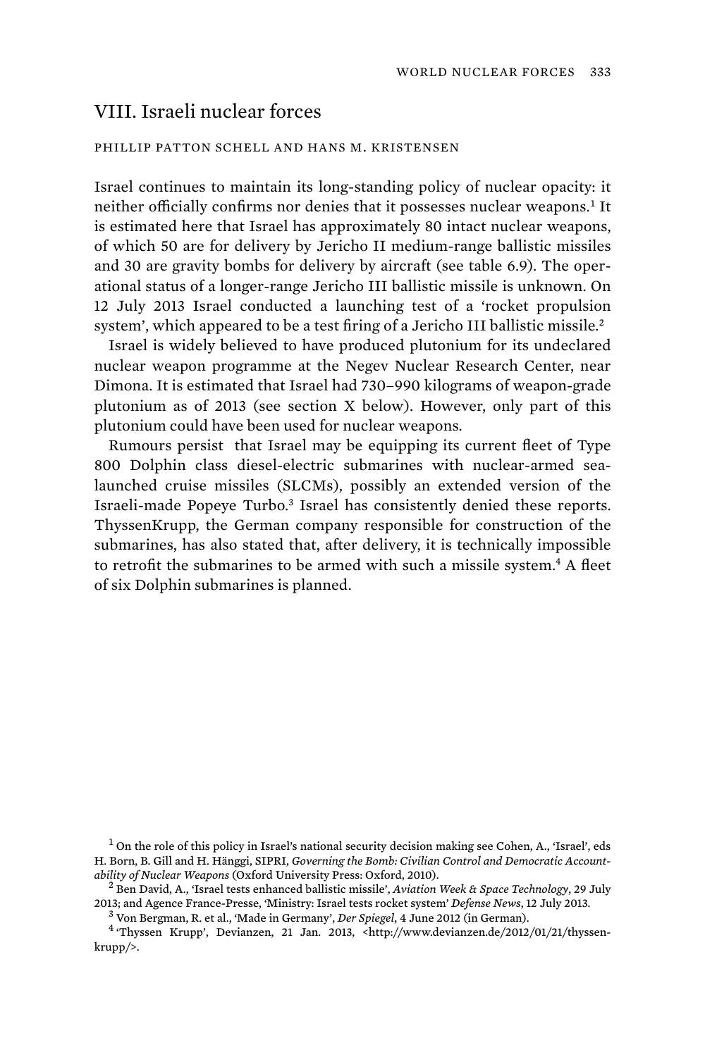## VIII. Israeli nuclear forces

PHILLIP PATTON SCHELL AND HANS M. KRISTENSEN

Israel continues to maintain its long-standing policy of nuclear opacity: it neither officially confirms nor denies that it possesses nuclear weapons.[1] It is estimated here that Israel has approximately 80 intact nuclear weapons, of which 50 are for delivery by Jericho II medium-range ballistic missiles and 30 are gravity bombs for delivery by aircraft (see table 6.9). The operational status of a longer-range Jericho III ballistic missile is unknown. On 12 July 2013 Israel conducted a launching test of a 'rocket propulsion system', which appeared to be a test firing of a Jericho III ballistic missile.[2]

Israel is widely believed to have produced plutonium for its undeclared nuclear weapon programme at the Negev Nuclear Research Center, near Dimona. It is estimated that Israel had 730–990 kilograms of weapon-grade plutonium as of 2013 (see section X below). However, only part of this plutonium could have been used for nuclear weapons.

Rumours persist that Israel may be equipping its current fleet of Type 800 Dolphin class diesel-electric submarines with nuclear-armed sea-launched cruise missiles (SLCMs), possibly an extended version of the Israeli-made Popeye Turbo.[3] Israel has consistently denied these reports. ThyssenKrupp, the German company responsible for construction of the submarines, has also stated that, after delivery, it is technically impossible to retrofit the submarines to be armed with such a missile system.[4] A fleet of six Dolphin submarines is planned.

---

[1] On the role of this policy in Israel's national security decision making see Cohen, A., 'Israel', eds H. Born, B. Gill and H. Hänggi, SIPRI, *Governing the Bomb: Civilian Control and Democratic Accountability of Nuclear Weapons* (Oxford University Press: Oxford, 2010).

[2] Ben David, A., 'Israel tests enhanced ballistic missile', *Aviation Week & Space Technology*, 29 July 2013; and Agence France-Presse, 'Ministry: Israel tests rocket system' *Defense News*, 12 July 2013.

[3] Von Bergman, R. et al., 'Made in Germany', *Der Spiegel*, 4 June 2012 (in German).

[4] 'Thyssen Krupp', Devianzen, 21 Jan. 2013, <http://www.devianzen.de/2012/01/21/thyssen-krupp/>.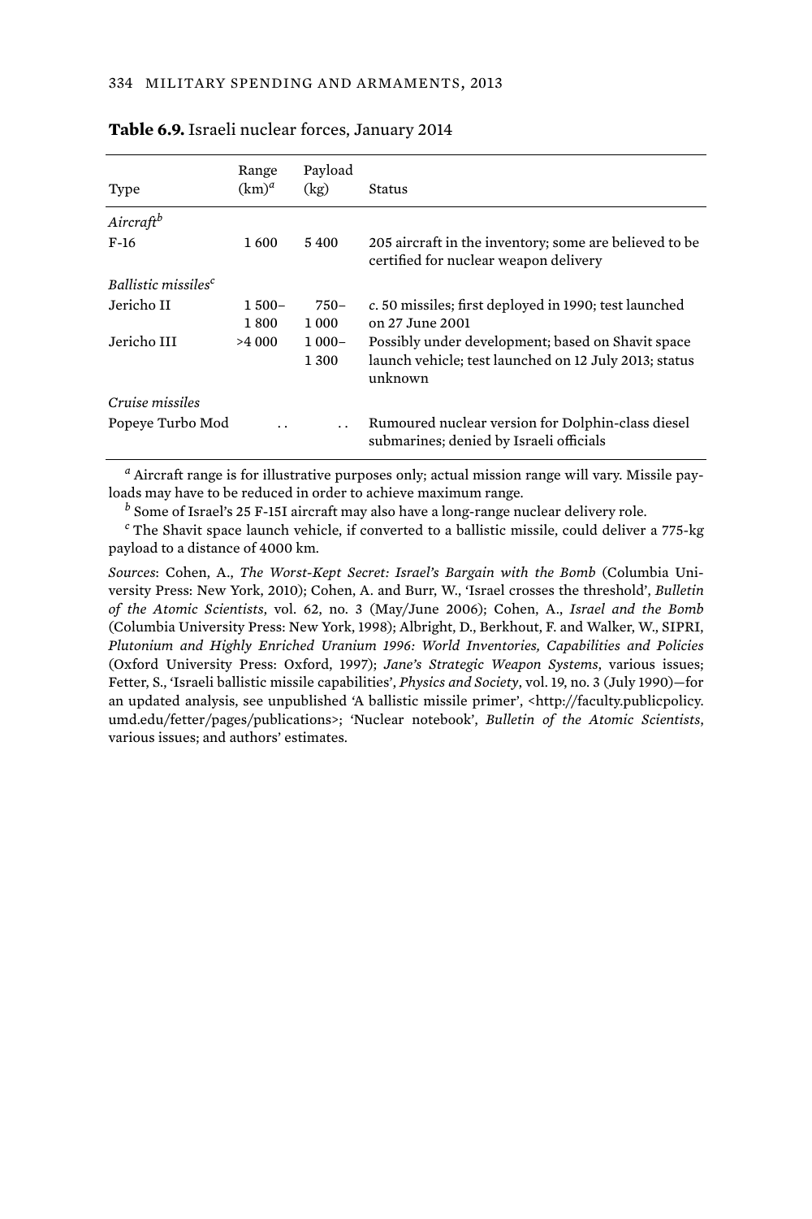**Table 6.9.** Israeli nuclear forces, January 2014

| Type | Range (km)[a] | Payload (kg) | Status |
|---|---|---|---|
| *Aircraft*[b] | | | |
| F-16 | 1 600 | 5 400 | 205 aircraft in the inventory; some are believed to be certified for nuclear weapon delivery |
| *Ballistic missiles*[c] | | | |
| Jericho II | 1 500–1 800 | 750–1 000 | *c.* 50 missiles; first deployed in 1990; test launched on 27 June 2001 |
| Jericho III | >4 000 | 1 000–1 300 | Possibly under development; based on Shavit space launch vehicle; test launched on 12 July 2013; status unknown |
| *Cruise missiles* | | | |
| Popeye Turbo Mod | . . | . . | Rumoured nuclear version for Dolphin-class diesel submarines; denied by Israeli officials |

[a] Aircraft range is for illustrative purposes only; actual mission range will vary. Missile payloads may have to be reduced in order to achieve maximum range.

[b] Some of Israel's 25 F-15I aircraft may also have a long-range nuclear delivery role.

[c] The Shavit space launch vehicle, if converted to a ballistic missile, could deliver a 775-kg payload to a distance of 4000 km.

*Sources*: Cohen, A., *The Worst-Kept Secret: Israel's Bargain with the Bomb* (Columbia University Press: New York, 2010); Cohen, A. and Burr, W., 'Israel crosses the threshold', *Bulletin of the Atomic Scientists*, vol. 62, no. 3 (May/June 2006); Cohen, A., *Israel and the Bomb* (Columbia University Press: New York, 1998); Albright, D., Berkhout, F. and Walker, W., SIPRI, *Plutonium and Highly Enriched Uranium 1996: World Inventories, Capabilities and Policies* (Oxford University Press: Oxford, 1997); *Jane's Strategic Weapon Systems*, various issues; Fetter, S., 'Israeli ballistic missile capabilities', *Physics and Society*, vol. 19, no. 3 (July 1990)—for an updated analysis, see unpublished 'A ballistic missile primer', <http://faculty.publicpolicy.umd.edu/fetter/pages/publications>; 'Nuclear notebook', *Bulletin of the Atomic Scientists*, various issues; and authors' estimates.